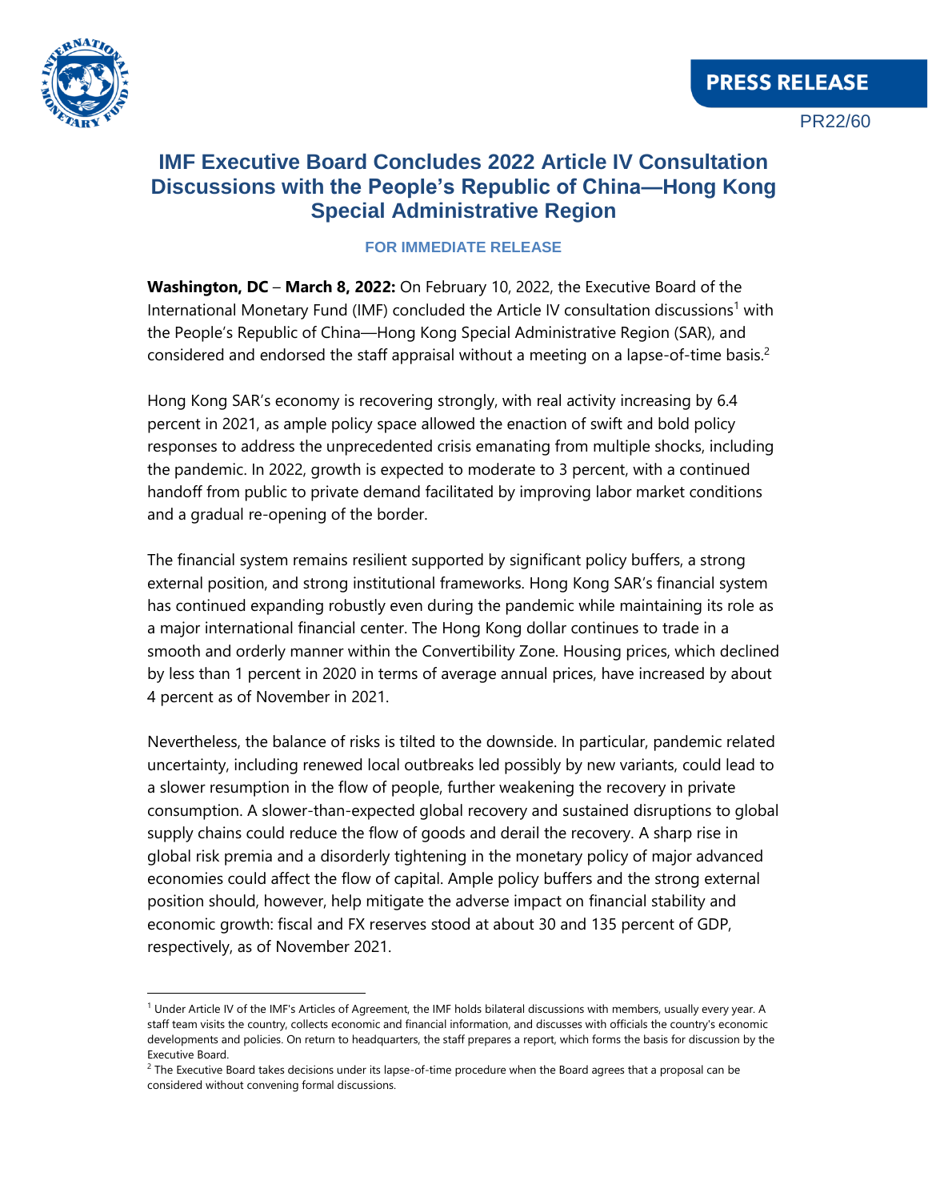PRESS RELEASE

PR22/60

# IMF Executive Board Concludes 2022 Article IV Consultation Discussions with the People's Republic of China—Hong Kong Special Administrative Region

**FOR IMMEDIATE RELEASE**

**Washington, DC** – **March 8, 2022:** On February 10, 2022, the Executive Board of the International Monetary Fund (IMF) concluded the Article IV consultation discussions[1] with the People's Republic of China—Hong Kong Special Administrative Region (SAR), and considered and endorsed the staff appraisal without a meeting on a lapse-of-time basis.[2]

Hong Kong SAR's economy is recovering strongly, with real activity increasing by 6.4 percent in 2021, as ample policy space allowed the enaction of swift and bold policy responses to address the unprecedented crisis emanating from multiple shocks, including the pandemic. In 2022, growth is expected to moderate to 3 percent, with a continued handoff from public to private demand facilitated by improving labor market conditions and a gradual re-opening of the border.

The financial system remains resilient supported by significant policy buffers, a strong external position, and strong institutional frameworks. Hong Kong SAR's financial system has continued expanding robustly even during the pandemic while maintaining its role as a major international financial center. The Hong Kong dollar continues to trade in a smooth and orderly manner within the Convertibility Zone. Housing prices, which declined by less than 1 percent in 2020 in terms of average annual prices, have increased by about 4 percent as of November in 2021.

Nevertheless, the balance of risks is tilted to the downside. In particular, pandemic related uncertainty, including renewed local outbreaks led possibly by new variants, could lead to a slower resumption in the flow of people, further weakening the recovery in private consumption. A slower-than-expected global recovery and sustained disruptions to global supply chains could reduce the flow of goods and derail the recovery. A sharp rise in global risk premia and a disorderly tightening in the monetary policy of major advanced economies could affect the flow of capital. Ample policy buffers and the strong external position should, however, help mitigate the adverse impact on financial stability and economic growth: fiscal and FX reserves stood at about 30 and 135 percent of GDP, respectively, as of November 2021.

---

[1] Under Article IV of the IMF's Articles of Agreement, the IMF holds bilateral discussions with members, usually every year. A staff team visits the country, collects economic and financial information, and discusses with officials the country's economic developments and policies. On return to headquarters, the staff prepares a report, which forms the basis for discussion by the Executive Board.

[2] The Executive Board takes decisions under its lapse-of-time procedure when the Board agrees that a proposal can be considered without convening formal discussions.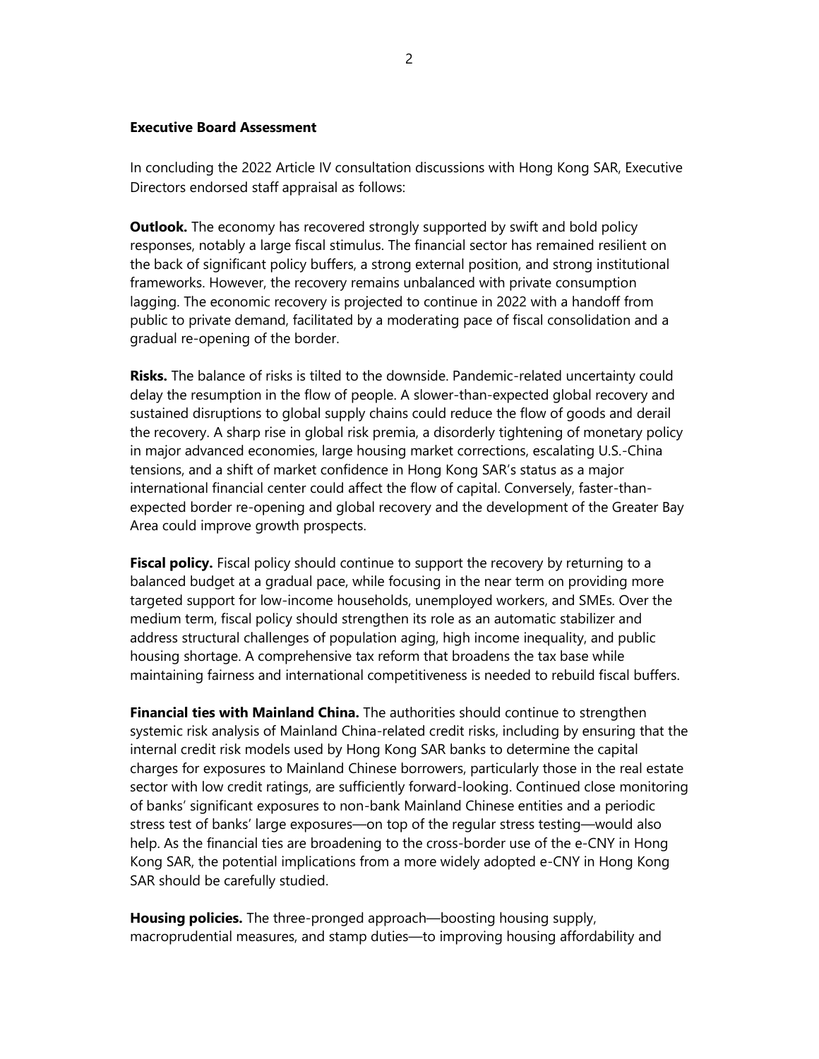**Executive Board Assessment**

In concluding the 2022 Article IV consultation discussions with Hong Kong SAR, Executive Directors endorsed staff appraisal as follows:

**Outlook.** The economy has recovered strongly supported by swift and bold policy responses, notably a large fiscal stimulus. The financial sector has remained resilient on the back of significant policy buffers, a strong external position, and strong institutional frameworks. However, the recovery remains unbalanced with private consumption lagging. The economic recovery is projected to continue in 2022 with a handoff from public to private demand, facilitated by a moderating pace of fiscal consolidation and a gradual re-opening of the border.

**Risks.** The balance of risks is tilted to the downside. Pandemic-related uncertainty could delay the resumption in the flow of people. A slower-than-expected global recovery and sustained disruptions to global supply chains could reduce the flow of goods and derail the recovery. A sharp rise in global risk premia, a disorderly tightening of monetary policy in major advanced economies, large housing market corrections, escalating U.S.-China tensions, and a shift of market confidence in Hong Kong SAR's status as a major international financial center could affect the flow of capital. Conversely, faster-than-expected border re-opening and global recovery and the development of the Greater Bay Area could improve growth prospects.

**Fiscal policy.** Fiscal policy should continue to support the recovery by returning to a balanced budget at a gradual pace, while focusing in the near term on providing more targeted support for low-income households, unemployed workers, and SMEs. Over the medium term, fiscal policy should strengthen its role as an automatic stabilizer and address structural challenges of population aging, high income inequality, and public housing shortage. A comprehensive tax reform that broadens the tax base while maintaining fairness and international competitiveness is needed to rebuild fiscal buffers.

**Financial ties with Mainland China.** The authorities should continue to strengthen systemic risk analysis of Mainland China-related credit risks, including by ensuring that the internal credit risk models used by Hong Kong SAR banks to determine the capital charges for exposures to Mainland Chinese borrowers, particularly those in the real estate sector with low credit ratings, are sufficiently forward-looking. Continued close monitoring of banks' significant exposures to non-bank Mainland Chinese entities and a periodic stress test of banks' large exposures—on top of the regular stress testing—would also help. As the financial ties are broadening to the cross-border use of the e-CNY in Hong Kong SAR, the potential implications from a more widely adopted e-CNY in Hong Kong SAR should be carefully studied.

**Housing policies.** The three-pronged approach—boosting housing supply, macroprudential measures, and stamp duties—to improving housing affordability and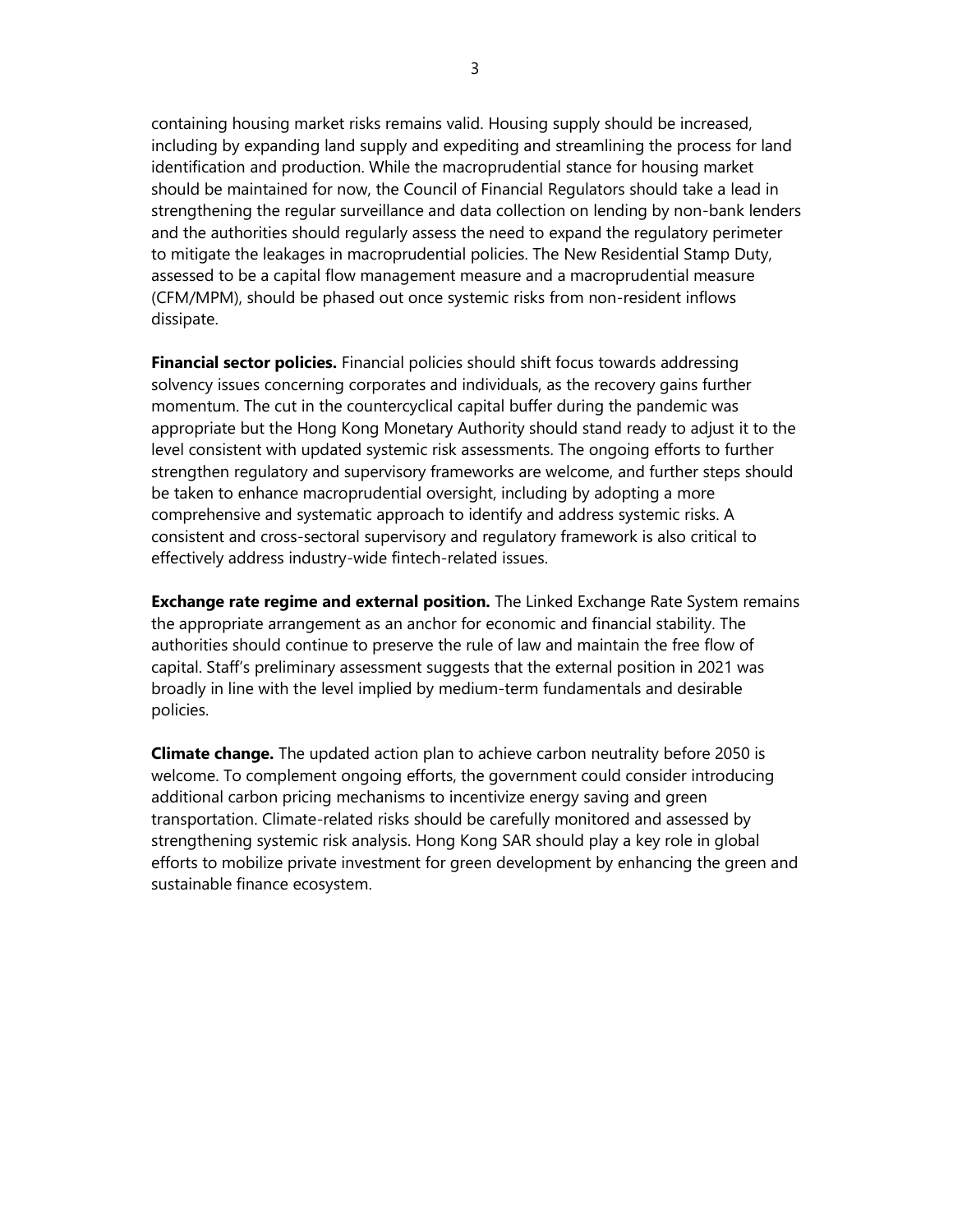containing housing market risks remains valid. Housing supply should be increased, including by expanding land supply and expediting and streamlining the process for land identification and production. While the macroprudential stance for housing market should be maintained for now, the Council of Financial Regulators should take a lead in strengthening the regular surveillance and data collection on lending by non-bank lenders and the authorities should regularly assess the need to expand the regulatory perimeter to mitigate the leakages in macroprudential policies. The New Residential Stamp Duty, assessed to be a capital flow management measure and a macroprudential measure (CFM/MPM), should be phased out once systemic risks from non-resident inflows dissipate.

**Financial sector policies.** Financial policies should shift focus towards addressing solvency issues concerning corporates and individuals, as the recovery gains further momentum. The cut in the countercyclical capital buffer during the pandemic was appropriate but the Hong Kong Monetary Authority should stand ready to adjust it to the level consistent with updated systemic risk assessments. The ongoing efforts to further strengthen regulatory and supervisory frameworks are welcome, and further steps should be taken to enhance macroprudential oversight, including by adopting a more comprehensive and systematic approach to identify and address systemic risks. A consistent and cross-sectoral supervisory and regulatory framework is also critical to effectively address industry-wide fintech-related issues.

**Exchange rate regime and external position.** The Linked Exchange Rate System remains the appropriate arrangement as an anchor for economic and financial stability. The authorities should continue to preserve the rule of law and maintain the free flow of capital. Staff's preliminary assessment suggests that the external position in 2021 was broadly in line with the level implied by medium-term fundamentals and desirable policies.

**Climate change.** The updated action plan to achieve carbon neutrality before 2050 is welcome. To complement ongoing efforts, the government could consider introducing additional carbon pricing mechanisms to incentivize energy saving and green transportation. Climate-related risks should be carefully monitored and assessed by strengthening systemic risk analysis. Hong Kong SAR should play a key role in global efforts to mobilize private investment for green development by enhancing the green and sustainable finance ecosystem.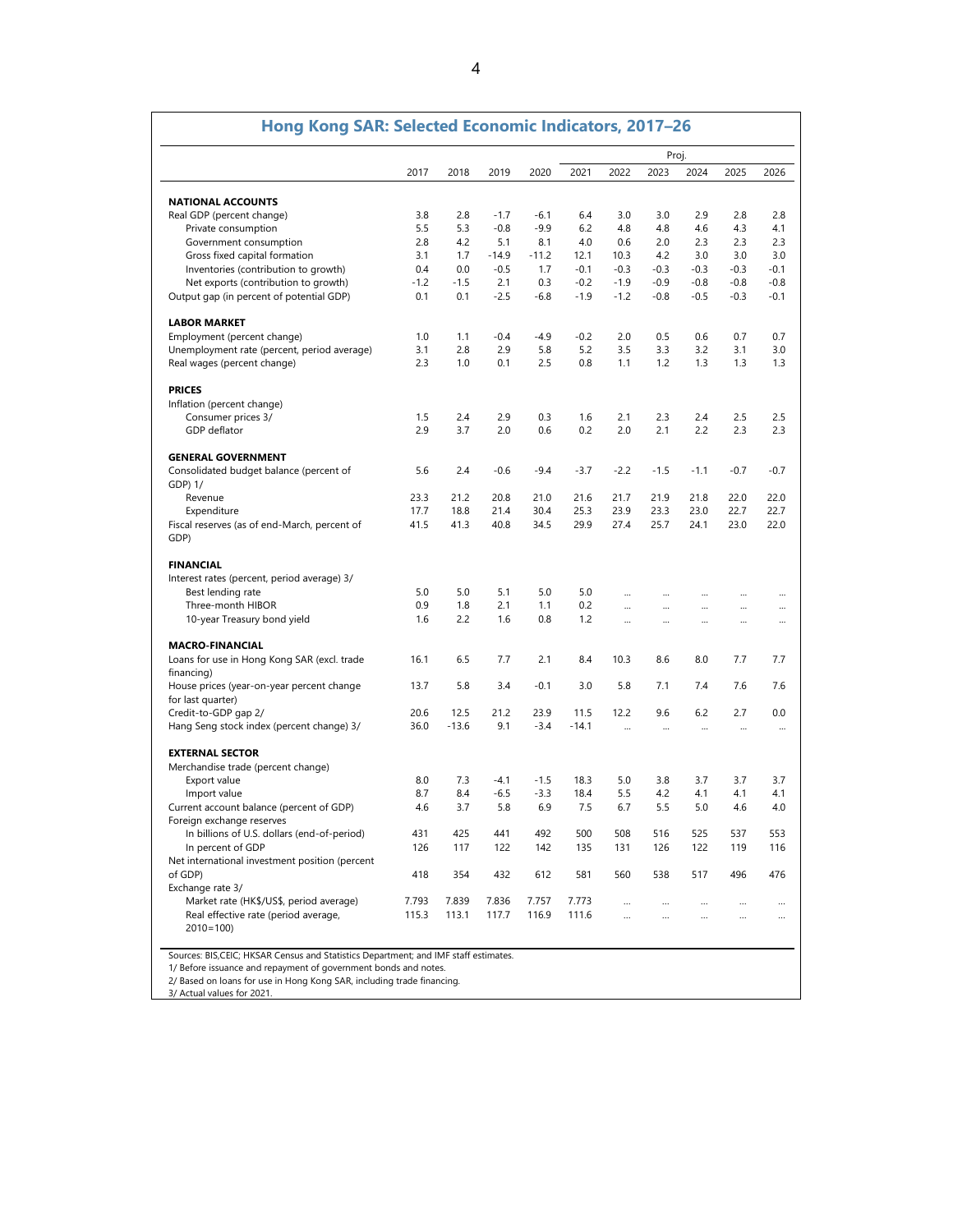## Hong Kong SAR: Selected Economic Indicators, 2017–26

| | 2017 | 2018 | 2019 | 2020 | 2021 | 2022 | 2023 | 2024 | 2025 | 2026 |
|---|---|---|---|---|---|---|---|---|---|---|
| | | | | | Proj. | | | | | |
| **NATIONAL ACCOUNTS** | | | | | | | | | | |
| Real GDP (percent change) | 3.8 | 2.8 | -1.7 | -6.1 | 6.4 | 3.0 | 3.0 | 2.9 | 2.8 | 2.8 |
| Private consumption | 5.5 | 5.3 | -0.8 | -9.9 | 6.2 | 4.8 | 4.8 | 4.6 | 4.3 | 4.1 |
| Government consumption | 2.8 | 4.2 | 5.1 | 8.1 | 4.0 | 0.6 | 2.0 | 2.3 | 2.3 | 2.3 |
| Gross fixed capital formation | 3.1 | 1.7 | -14.9 | -11.2 | 12.1 | 10.3 | 4.2 | 3.0 | 3.0 | 3.0 |
| Inventories (contribution to growth) | 0.4 | 0.0 | -0.5 | 1.7 | -0.1 | -0.3 | -0.3 | -0.3 | -0.3 | -0.1 |
| Net exports (contribution to growth) | -1.2 | -1.5 | 2.1 | 0.3 | -0.2 | -1.9 | -0.9 | -0.8 | -0.8 | -0.8 |
| Output gap (in percent of potential GDP) | 0.1 | 0.1 | -2.5 | -6.8 | -1.9 | -1.2 | -0.8 | -0.5 | -0.3 | -0.1 |
| **LABOR MARKET** | | | | | | | | | | |
| Employment (percent change) | 1.0 | 1.1 | -0.4 | -4.9 | -0.2 | 2.0 | 0.5 | 0.6 | 0.7 | 0.7 |
| Unemployment rate (percent, period average) | 3.1 | 2.8 | 2.9 | 5.8 | 5.2 | 3.5 | 3.3 | 3.2 | 3.1 | 3.0 |
| Real wages (percent change) | 2.3 | 1.0 | 0.1 | 2.5 | 0.8 | 1.1 | 1.2 | 1.3 | 1.3 | 1.3 |
| **PRICES** | | | | | | | | | | |
| Inflation (percent change) | | | | | | | | | | |
| Consumer prices 3/ | 1.5 | 2.4 | 2.9 | 0.3 | 1.6 | 2.1 | 2.3 | 2.4 | 2.5 | 2.5 |
| GDP deflator | 2.9 | 3.7 | 2.0 | 0.6 | 0.2 | 2.0 | 2.1 | 2.2 | 2.3 | 2.3 |
| **GENERAL GOVERNMENT** | | | | | | | | | | |
| Consolidated budget balance (percent of GDP) 1/ | 5.6 | 2.4 | -0.6 | -9.4 | -3.7 | -2.2 | -1.5 | -1.1 | -0.7 | -0.7 |
| Revenue | 23.3 | 21.2 | 20.8 | 21.0 | 21.6 | 21.7 | 21.9 | 21.8 | 22.0 | 22.0 |
| Expenditure | 17.7 | 18.8 | 21.4 | 30.4 | 25.3 | 23.9 | 23.3 | 23.0 | 22.7 | 22.7 |
| Fiscal reserves (as of end-March, percent of GDP) | 41.5 | 41.3 | 40.8 | 34.5 | 29.9 | 27.4 | 25.7 | 24.1 | 23.0 | 22.0 |
| **FINANCIAL** | | | | | | | | | | |
| Interest rates (percent, period average) 3/ | | | | | | | | | | |
| Best lending rate | 5.0 | 5.0 | 5.1 | 5.0 | 5.0 | ... | ... | ... | ... | ... |
| Three-month HIBOR | 0.9 | 1.8 | 2.1 | 1.1 | 0.2 | ... | ... | ... | ... | ... |
| 10-year Treasury bond yield | 1.6 | 2.2 | 1.6 | 0.8 | 1.2 | ... | ... | ... | ... | ... |
| **MACRO-FINANCIAL** | | | | | | | | | | |
| Loans for use in Hong Kong SAR (excl. trade financing) | 16.1 | 6.5 | 7.7 | 2.1 | 8.4 | 10.3 | 8.6 | 8.0 | 7.7 | 7.7 |
| House prices (year-on-year percent change for last quarter) | 13.7 | 5.8 | 3.4 | -0.1 | 3.0 | 5.8 | 7.1 | 7.4 | 7.6 | 7.6 |
| Credit-to-GDP gap 2/ | 20.6 | 12.5 | 21.2 | 23.9 | 11.5 | 12.2 | 9.6 | 6.2 | 2.7 | 0.0 |
| Hang Seng stock index (percent change) 3/ | 36.0 | -13.6 | 9.1 | -3.4 | -14.1 | ... | ... | ... | ... | ... |
| **EXTERNAL SECTOR** | | | | | | | | | | |
| Merchandise trade (percent change) | | | | | | | | | | |
| Export value | 8.0 | 7.3 | -4.1 | -1.5 | 18.3 | 5.0 | 3.8 | 3.7 | 3.7 | 3.7 |
| Import value | 8.7 | 8.4 | -6.5 | -3.3 | 18.4 | 5.5 | 4.2 | 4.1 | 4.1 | 4.1 |
| Current account balance (percent of GDP) | 4.6 | 3.7 | 5.8 | 6.9 | 7.5 | 6.7 | 5.5 | 5.0 | 4.6 | 4.0 |
| Foreign exchange reserves | | | | | | | | | | |
| In billions of U.S. dollars (end-of-period) | 431 | 425 | 441 | 492 | 500 | 508 | 516 | 525 | 537 | 553 |
| In percent of GDP | 126 | 117 | 122 | 142 | 135 | 131 | 126 | 122 | 119 | 116 |
| Net international investment position (percent of GDP) | 418 | 354 | 432 | 612 | 581 | 560 | 538 | 517 | 496 | 476 |
| Exchange rate 3/ | | | | | | | | | | |
| Market rate (HK$/US$, period average) | 7.793 | 7.839 | 7.836 | 7.757 | 7.773 | ... | ... | ... | ... | ... |
| Real effective rate (period average, 2010=100) | 115.3 | 113.1 | 117.7 | 116.9 | 111.6 | ... | ... | ... | ... | ... |

Sources: BIS,CEIC; HKSAR Census and Statistics Department; and IMF staff estimates.
1/ Before issuance and repayment of government bonds and notes.
2/ Based on loans for use in Hong Kong SAR, including trade financing.
3/ Actual values for 2021.